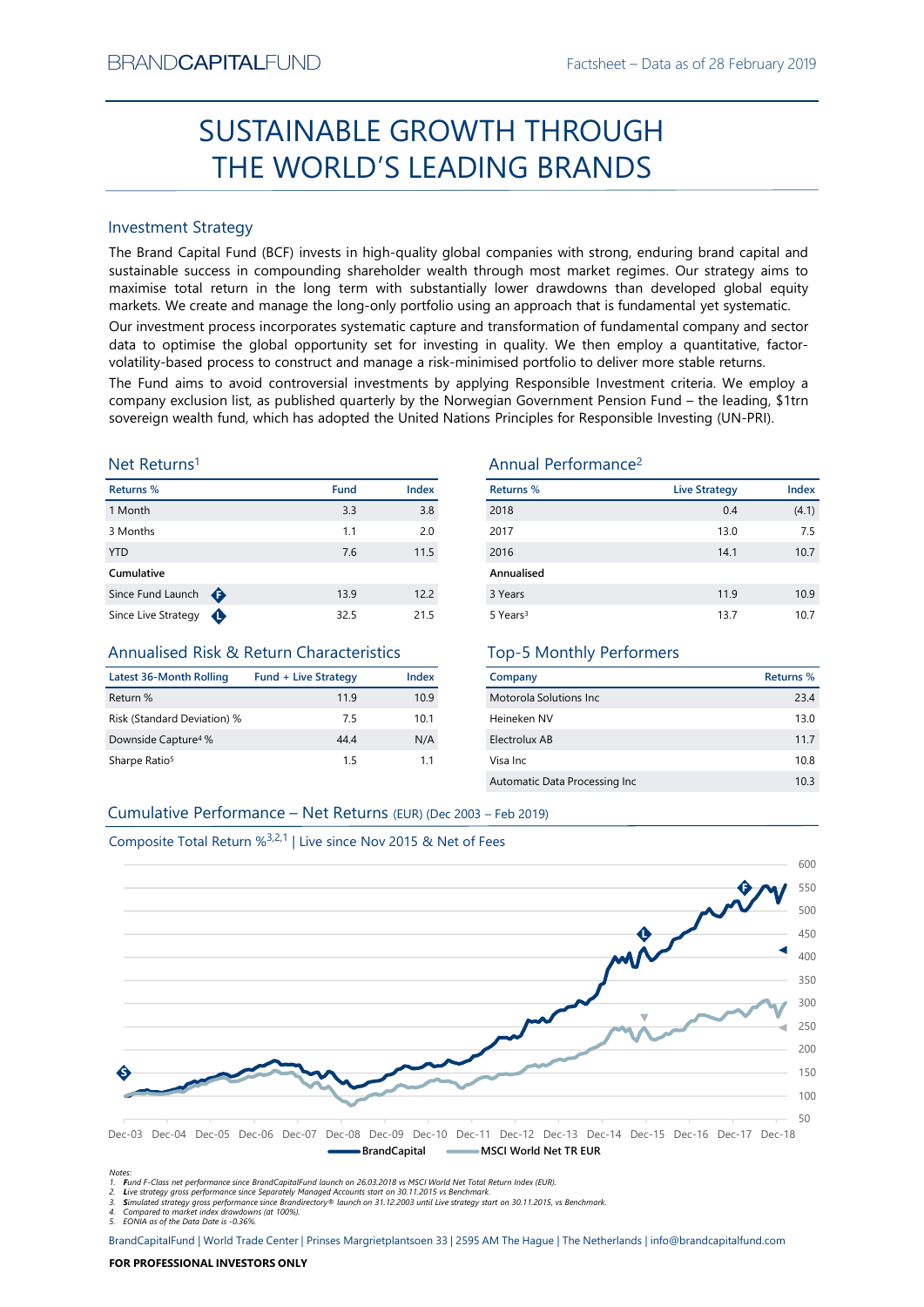BRANDCAPITALFUND

Factsheet – Data as of 28 February 2019

# SUSTAINABLE GROWTH THROUGH THE WORLD'S LEADING BRANDS

## Investment Strategy

The Brand Capital Fund (BCF) invests in high-quality global companies with strong, enduring brand capital and sustainable success in compounding shareholder wealth through most market regimes. Our strategy aims to maximise total return in the long term with substantially lower drawdowns than developed global equity markets. We create and manage the long-only portfolio using an approach that is fundamental yet systematic.

Our investment process incorporates systematic capture and transformation of fundamental company and sector data to optimise the global opportunity set for investing in quality. We then employ a quantitative, factor-volatility-based process to construct and manage a risk-minimised portfolio to deliver more stable returns.

The Fund aims to avoid controversial investments by applying Responsible Investment criteria. We employ a company exclusion list, as published quarterly by the Norwegian Government Pension Fund – the leading, $1trn sovereign wealth fund, which has adopted the United Nations Principles for Responsible Investing (UN-PRI).

## Net Returns[1]

| Returns % | Fund | Index |
|---|---|---|
| 1 Month | 3.3 | 3.8 |
| 3 Months | 1.1 | 2.0 |
| YTD | 7.6 | 11.5 |
| **Cumulative** | | |
| Since Fund Launch (F) | 13.9 | 12.2 |
| Since Live Strategy (L) | 32.5 | 21.5 |

## Annual Performance[2]

| Returns % | Live Strategy | Index |
|---|---|---|
| 2018 | 0.4 | (4.1) |
| 2017 | 13.0 | 7.5 |
| 2016 | 14.1 | 10.7 |
| **Annualised** | | |
| 3 Years | 11.9 | 10.9 |
| 5 Years[3] | 13.7 | 10.7 |

## Annualised Risk & Return Characteristics

| Latest 36-Month Rolling | Fund + Live Strategy | Index |
|---|---|---|
| Return % | 11.9 | 10.9 |
| Risk (Standard Deviation) % | 7.5 | 10.1 |
| Downside Capture[4] % | 44.4 | N/A |
| Sharpe Ratio[5] | 1.5 | 1.1 |

## Top-5 Monthly Performers

| Company | Returns % |
|---|---|
| Motorola Solutions Inc | 23.4 |
| Heineken NV | 13.0 |
| Electrolux AB | 11.7 |
| Visa Inc | 10.8 |
| Automatic Data Processing Inc | 10.3 |

## Cumulative Performance – Net Returns (EUR) (Dec 2003 – Feb 2019)

Composite Total Return %[3,2,1] | Live since Nov 2015 & Net of Fees

BrandCapital — MSCI World Net TR EUR

Notes:
1. Fund F-Class net performance since BrandCapitalFund launch on 26.03.2018 vs MSCI World Net Total Return Index (EUR).
2. Live strategy gross performance since Separately Managed Accounts start on 30.11.2015 vs Benchmark.
3. Simulated strategy gross performance since Brandirectory® launch on 31.12.2003 until Live strategy start on 30.11.2015, vs Benchmark.
4. Compared to market index drawdowns (at 100%).
5. EONIA as of the Data Date is -0.36%.

BrandCapitalFund | World Trade Center | Prinses Margrietplantsoen 33 | 2595 AM The Hague | The Netherlands | info@brandcapitalfund.com

**FOR PROFESSIONAL INVESTORS ONLY**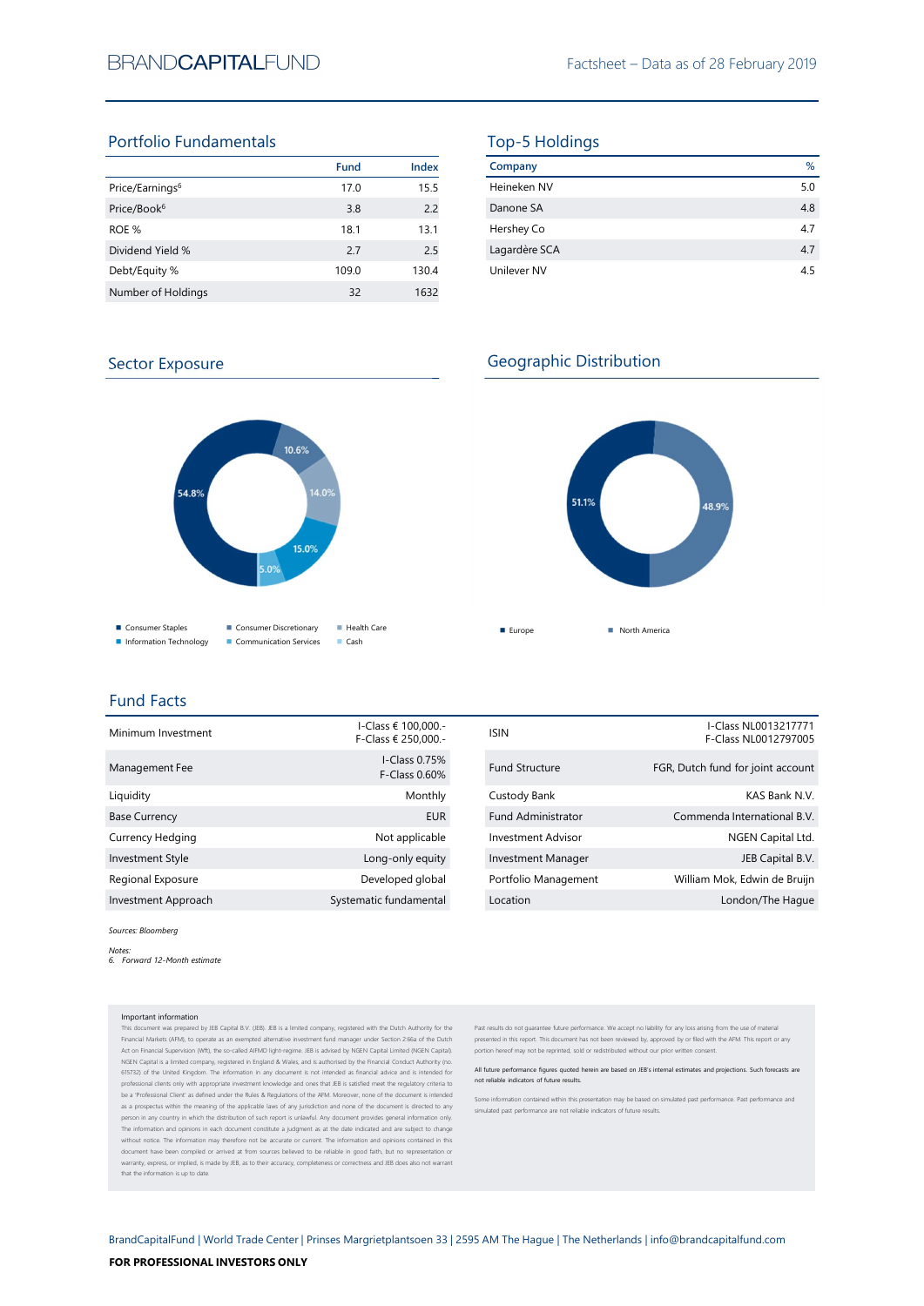BRANDCAPITALFUND

Factsheet – Data as of 28 February 2019

## Portfolio Fundamentals

| | Fund | Index |
|---|---|---|
| Price/Earnings[6] | 17.0 | 15.5 |
| Price/Book[6] | 3.8 | 2.2 |
| ROE % | 18.1 | 13.1 |
| Dividend Yield % | 2.7 | 2.5 |
| Debt/Equity % | 109.0 | 130.4 |
| Number of Holdings | 32 | 1632 |

## Top-5 Holdings

| Company | % |
|---|---|
| Heineken NV | 5.0 |
| Danone SA | 4.8 |
| Hershey Co | 4.7 |
| Lagardère SCA | 4.7 |
| Unilever NV | 4.5 |

## Sector Exposure

10.6%
14.0%
15.0%
5.0%
54.8%

Consumer Staples
Consumer Discretionary
Health Care
Information Technology
Communication Services
Cash

## Geographic Distribution

51.1%
48.9%

Europe
North America

## Fund Facts

| | |
|---|---|
| Minimum Investment | I-Class € 100,000.- F-Class € 250,000.- |
| Management Fee | I-Class 0.75% F-Class 0.60% |
| Liquidity | Monthly |
| Base Currency | EUR |
| Currency Hedging | Not applicable |
| Investment Style | Long-only equity |
| Regional Exposure | Developed global |
| Investment Approach | Systematic fundamental |

| | |
|---|---|
| ISIN | I-Class NL0013217771 F-Class NL0012797005 |
| Fund Structure | FGR, Dutch fund for joint account |
| Custody Bank | KAS Bank N.V. |
| Fund Administrator | Commenda International B.V. |
| Investment Advisor | NGEN Capital Ltd. |
| Investment Manager | JEB Capital B.V. |
| Portfolio Management | William Mok, Edwin de Bruijn |
| Location | London/The Hague |

*Sources: Bloomberg*

*Notes:*
*6. Forward 12-Month estimate*

Important information

This document was prepared by JEB Capital B.V. (JEB). JEB is a limited company, registered with the Dutch Authority for the Financial Markets (AFM), to operate as an exempted alternative investment fund manager under Section 2:66a of the Dutch Act on Financial Supervision (Wft), the so-called AIFMD light-regime. JEB is advised by NGEN Capital Limited (NGEN Capital). NGEN Capital is a limited company, registered in England & Wales, and is authorised by the Financial Conduct Authority (no. 615732) of the United Kingdom. The information in any document is not intended as financial advice and is intended for professional clients only with appropriate investment knowledge and ones that JEB is satisfied meet the regulatory criteria to be a 'Professional Client' as defined under the Rules & Regulations of the AFM. Moreover, none of the document is intended as a prospectus within the meaning of the applicable laws of any jurisdiction and none of the document is directed to any person in any country in which the distribution of such report is unlawful. Any document provides general information only. The information and opinions in each document constitute a judgment as at the date indicated and are subject to change without notice. The information may therefore not be accurate or current. The information and opinions contained in this document have been compiled or arrived at from sources believed to be reliable in good faith, but no representation or warranty, express, or implied, is made by JEB, as to their accuracy, completeness or correctness and JEB does also not warrant that the information is up to date.

Past results do not guarantee future performance. We accept no liability for any loss arising from the use of material presented in this report. This document has not been reviewed by, approved by or filed with the AFM. This report or any portion hereof may not be reprinted, sold or redistributed without our prior written consent.

All future performance figures quoted herein are based on JEB's internal estimates and projections. Such forecasts are not reliable indicators of future results.

Some information contained within this presentation may be based on simulated past performance. Past performance and simulated past performance are not reliable indicators of future results.

BrandCapitalFund | World Trade Center | Prinses Margrietplantsoen 33 | 2595 AM The Hague | The Netherlands | info@brandcapitalfund.com

**FOR PROFESSIONAL INVESTORS ONLY**